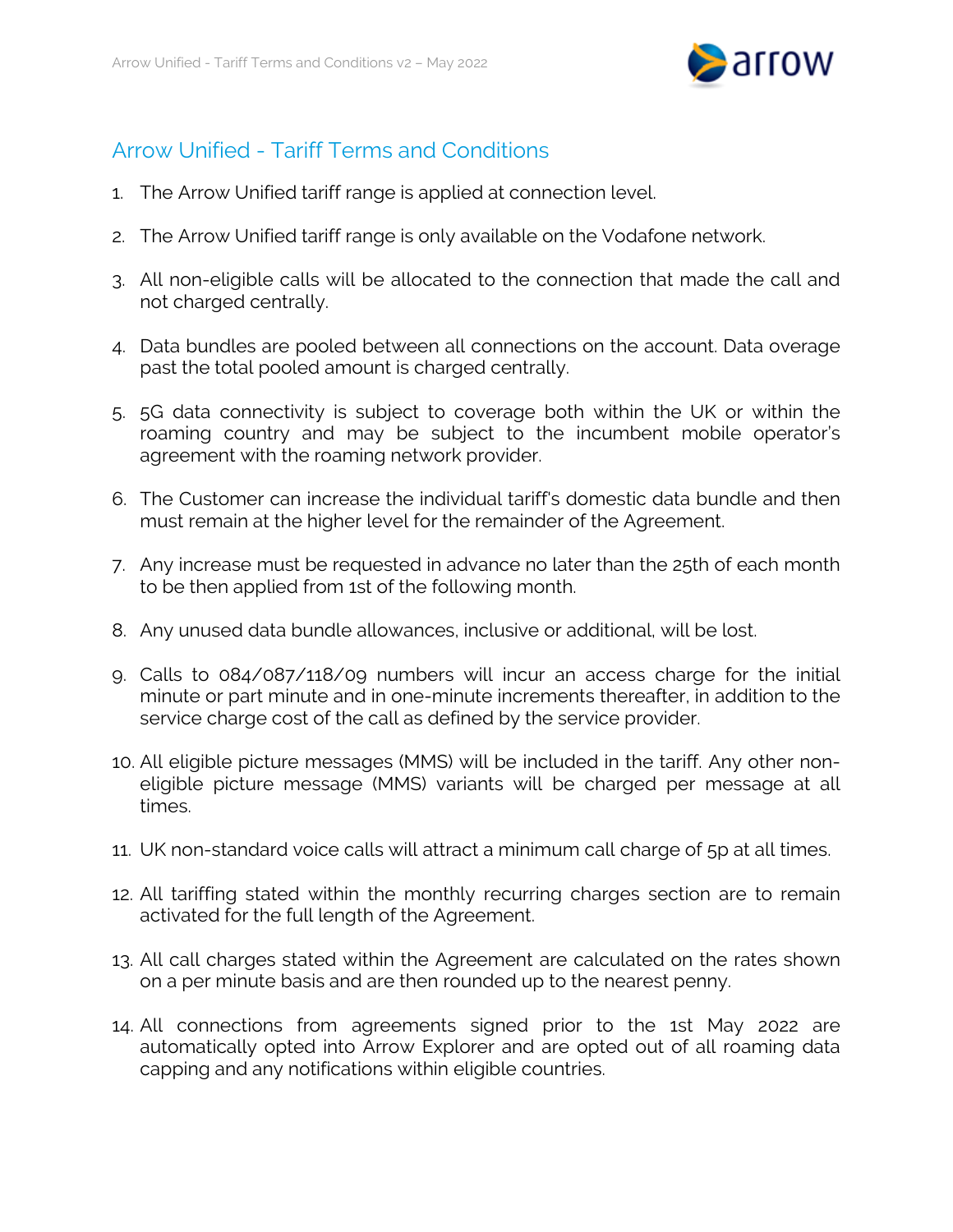## Arrow Unified - Tariff Terms and Conditions

1. The Arrow Unified tariff range is applied at connection level.
2. The Arrow Unified tariff range is only available on the Vodafone network.
3. All non-eligible calls will be allocated to the connection that made the call and not charged centrally.
4. Data bundles are pooled between all connections on the account. Data overage past the total pooled amount is charged centrally.
5. 5G data connectivity is subject to coverage both within the UK or within the roaming country and may be subject to the incumbent mobile operator's agreement with the roaming network provider.
6. The Customer can increase the individual tariff's domestic data bundle and then must remain at the higher level for the remainder of the Agreement.
7. Any increase must be requested in advance no later than the 25th of each month to be then applied from 1st of the following month.
8. Any unused data bundle allowances, inclusive or additional, will be lost.
9. Calls to 084/087/118/09 numbers will incur an access charge for the initial minute or part minute and in one-minute increments thereafter, in addition to the service charge cost of the call as defined by the service provider.
10. All eligible picture messages (MMS) will be included in the tariff. Any other non-eligible picture message (MMS) variants will be charged per message at all times.
11. UK non-standard voice calls will attract a minimum call charge of 5p at all times.
12. All tariffing stated within the monthly recurring charges section are to remain activated for the full length of the Agreement.
13. All call charges stated within the Agreement are calculated on the rates shown on a per minute basis and are then rounded up to the nearest penny.
14. All connections from agreements signed prior to the 1st May 2022 are automatically opted into Arrow Explorer and are opted out of all roaming data capping and any notifications within eligible countries.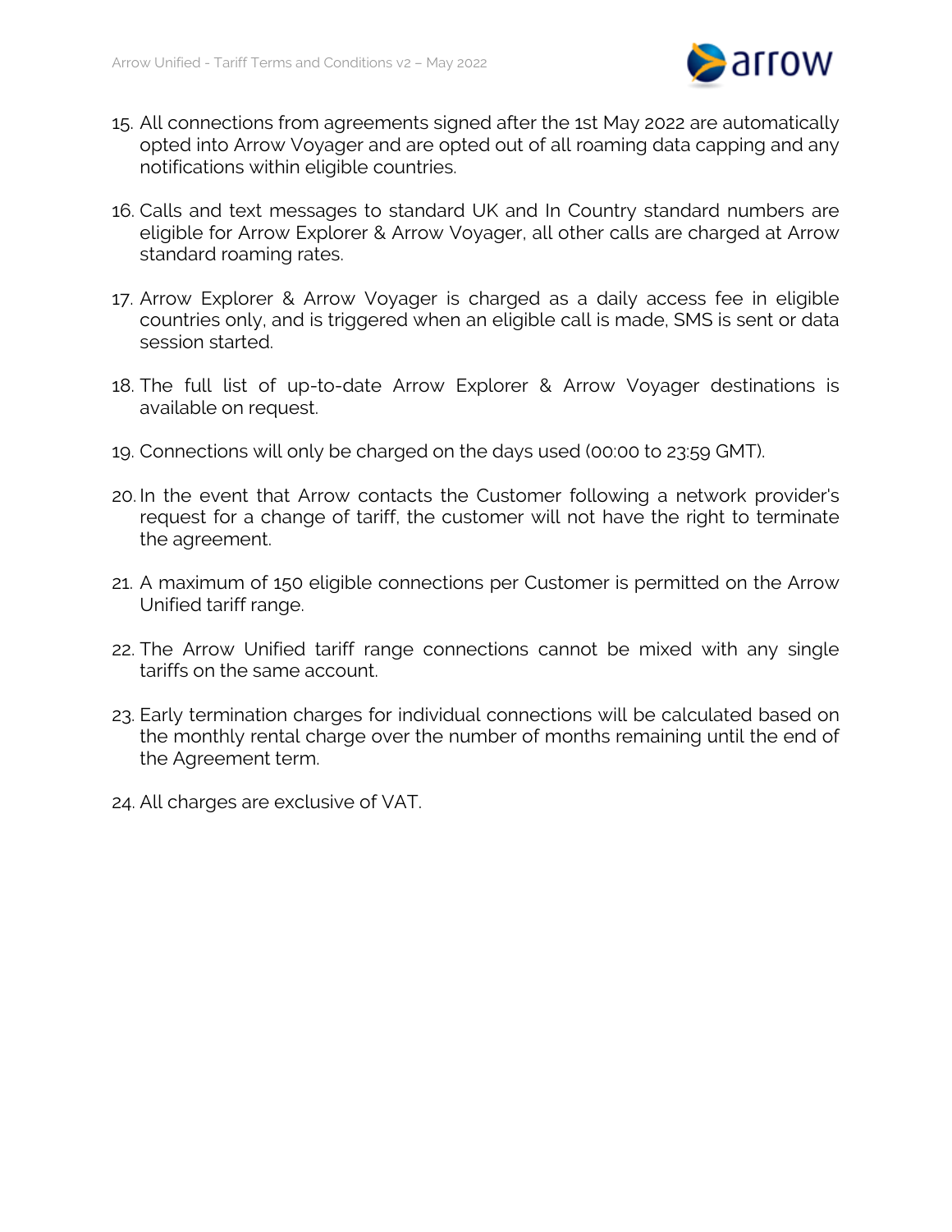15. All connections from agreements signed after the 1st May 2022 are automatically opted into Arrow Voyager and are opted out of all roaming data capping and any notifications within eligible countries.

16. Calls and text messages to standard UK and In Country standard numbers are eligible for Arrow Explorer & Arrow Voyager, all other calls are charged at Arrow standard roaming rates.

17. Arrow Explorer & Arrow Voyager is charged as a daily access fee in eligible countries only, and is triggered when an eligible call is made, SMS is sent or data session started.

18. The full list of up-to-date Arrow Explorer & Arrow Voyager destinations is available on request.

19. Connections will only be charged on the days used (00:00 to 23:59 GMT).

20. In the event that Arrow contacts the Customer following a network provider's request for a change of tariff, the customer will not have the right to terminate the agreement.

21. A maximum of 150 eligible connections per Customer is permitted on the Arrow Unified tariff range.

22. The Arrow Unified tariff range connections cannot be mixed with any single tariffs on the same account.

23. Early termination charges for individual connections will be calculated based on the monthly rental charge over the number of months remaining until the end of the Agreement term.

24. All charges are exclusive of VAT.